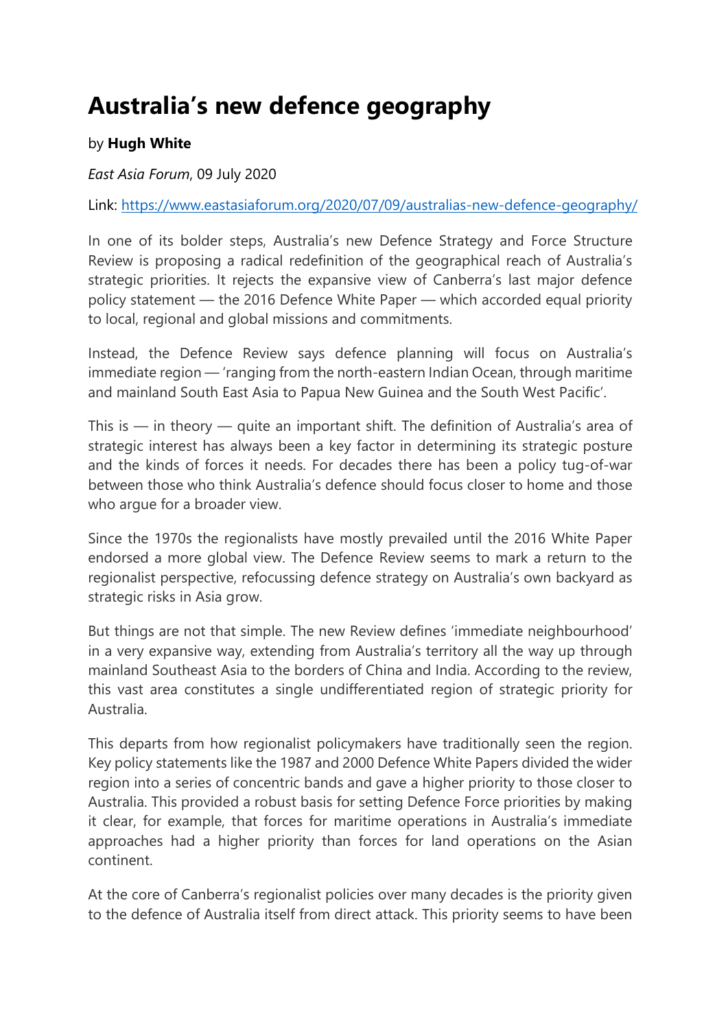# Australia's new defence geography

by **Hugh White**

*East Asia Forum*, 09 July 2020

Link: https://www.eastasiaforum.org/2020/07/09/australias-new-defence-geography/

In one of its bolder steps, Australia's new Defence Strategy and Force Structure Review is proposing a radical redefinition of the geographical reach of Australia's strategic priorities. It rejects the expansive view of Canberra's last major defence policy statement — the 2016 Defence White Paper — which accorded equal priority to local, regional and global missions and commitments.

Instead, the Defence Review says defence planning will focus on Australia's immediate region — 'ranging from the north-eastern Indian Ocean, through maritime and mainland South East Asia to Papua New Guinea and the South West Pacific'.

This is — in theory — quite an important shift. The definition of Australia's area of strategic interest has always been a key factor in determining its strategic posture and the kinds of forces it needs. For decades there has been a policy tug-of-war between those who think Australia's defence should focus closer to home and those who argue for a broader view.

Since the 1970s the regionalists have mostly prevailed until the 2016 White Paper endorsed a more global view. The Defence Review seems to mark a return to the regionalist perspective, refocussing defence strategy on Australia's own backyard as strategic risks in Asia grow.

But things are not that simple. The new Review defines 'immediate neighbourhood' in a very expansive way, extending from Australia's territory all the way up through mainland Southeast Asia to the borders of China and India. According to the review, this vast area constitutes a single undifferentiated region of strategic priority for Australia.

This departs from how regionalist policymakers have traditionally seen the region. Key policy statements like the 1987 and 2000 Defence White Papers divided the wider region into a series of concentric bands and gave a higher priority to those closer to Australia. This provided a robust basis for setting Defence Force priorities by making it clear, for example, that forces for maritime operations in Australia's immediate approaches had a higher priority than forces for land operations on the Asian continent.

At the core of Canberra's regionalist policies over many decades is the priority given to the defence of Australia itself from direct attack. This priority seems to have been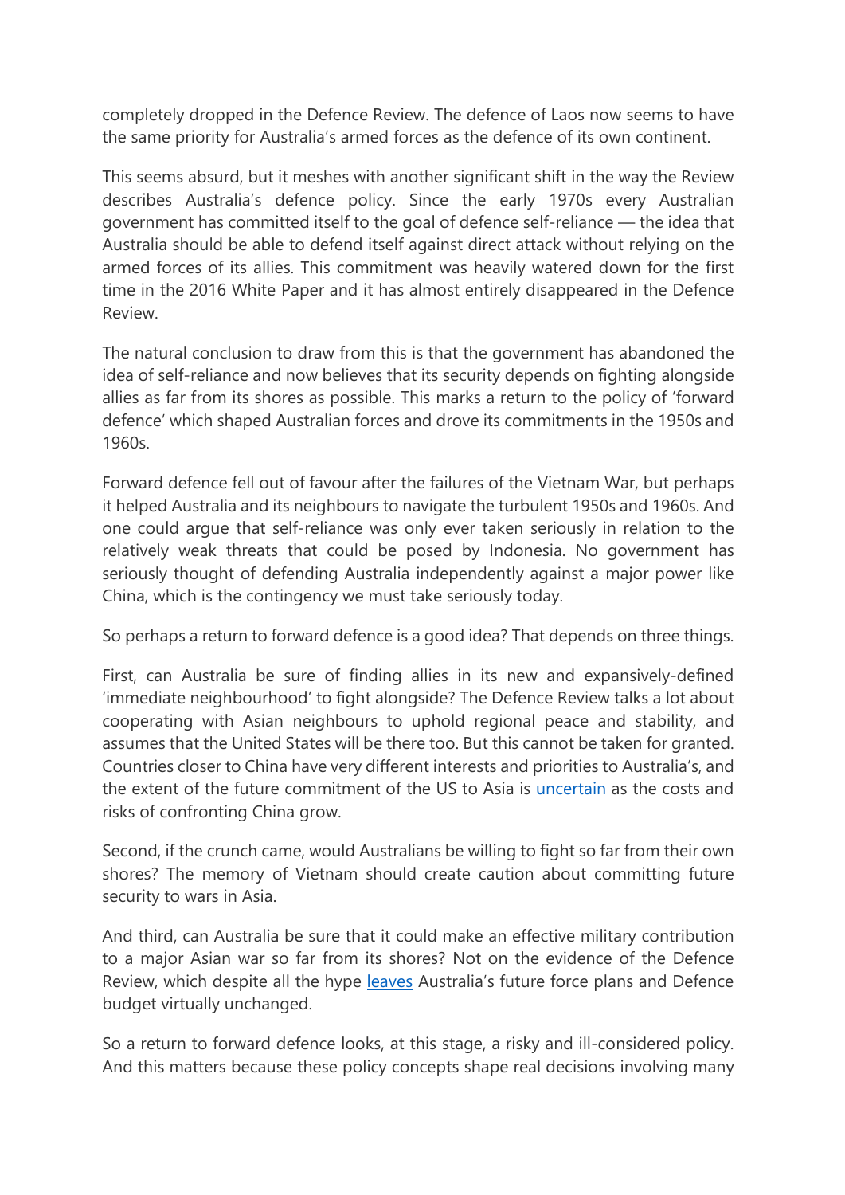completely dropped in the Defence Review. The defence of Laos now seems to have the same priority for Australia's armed forces as the defence of its own continent.

This seems absurd, but it meshes with another significant shift in the way the Review describes Australia's defence policy. Since the early 1970s every Australian government has committed itself to the goal of defence self-reliance — the idea that Australia should be able to defend itself against direct attack without relying on the armed forces of its allies. This commitment was heavily watered down for the first time in the 2016 White Paper and it has almost entirely disappeared in the Defence Review.

The natural conclusion to draw from this is that the government has abandoned the idea of self-reliance and now believes that its security depends on fighting alongside allies as far from its shores as possible. This marks a return to the policy of 'forward defence' which shaped Australian forces and drove its commitments in the 1950s and 1960s.

Forward defence fell out of favour after the failures of the Vietnam War, but perhaps it helped Australia and its neighbours to navigate the turbulent 1950s and 1960s. And one could argue that self-reliance was only ever taken seriously in relation to the relatively weak threats that could be posed by Indonesia. No government has seriously thought of defending Australia independently against a major power like China, which is the contingency we must take seriously today.

So perhaps a return to forward defence is a good idea? That depends on three things.

First, can Australia be sure of finding allies in its new and expansively-defined 'immediate neighbourhood' to fight alongside? The Defence Review talks a lot about cooperating with Asian neighbours to uphold regional peace and stability, and assumes that the United States will be there too. But this cannot be taken for granted. Countries closer to China have very different interests and priorities to Australia's, and the extent of the future commitment of the US to Asia is uncertain as the costs and risks of confronting China grow.

Second, if the crunch came, would Australians be willing to fight so far from their own shores? The memory of Vietnam should create caution about committing future security to wars in Asia.

And third, can Australia be sure that it could make an effective military contribution to a major Asian war so far from its shores? Not on the evidence of the Defence Review, which despite all the hype leaves Australia's future force plans and Defence budget virtually unchanged.

So a return to forward defence looks, at this stage, a risky and ill-considered policy. And this matters because these policy concepts shape real decisions involving many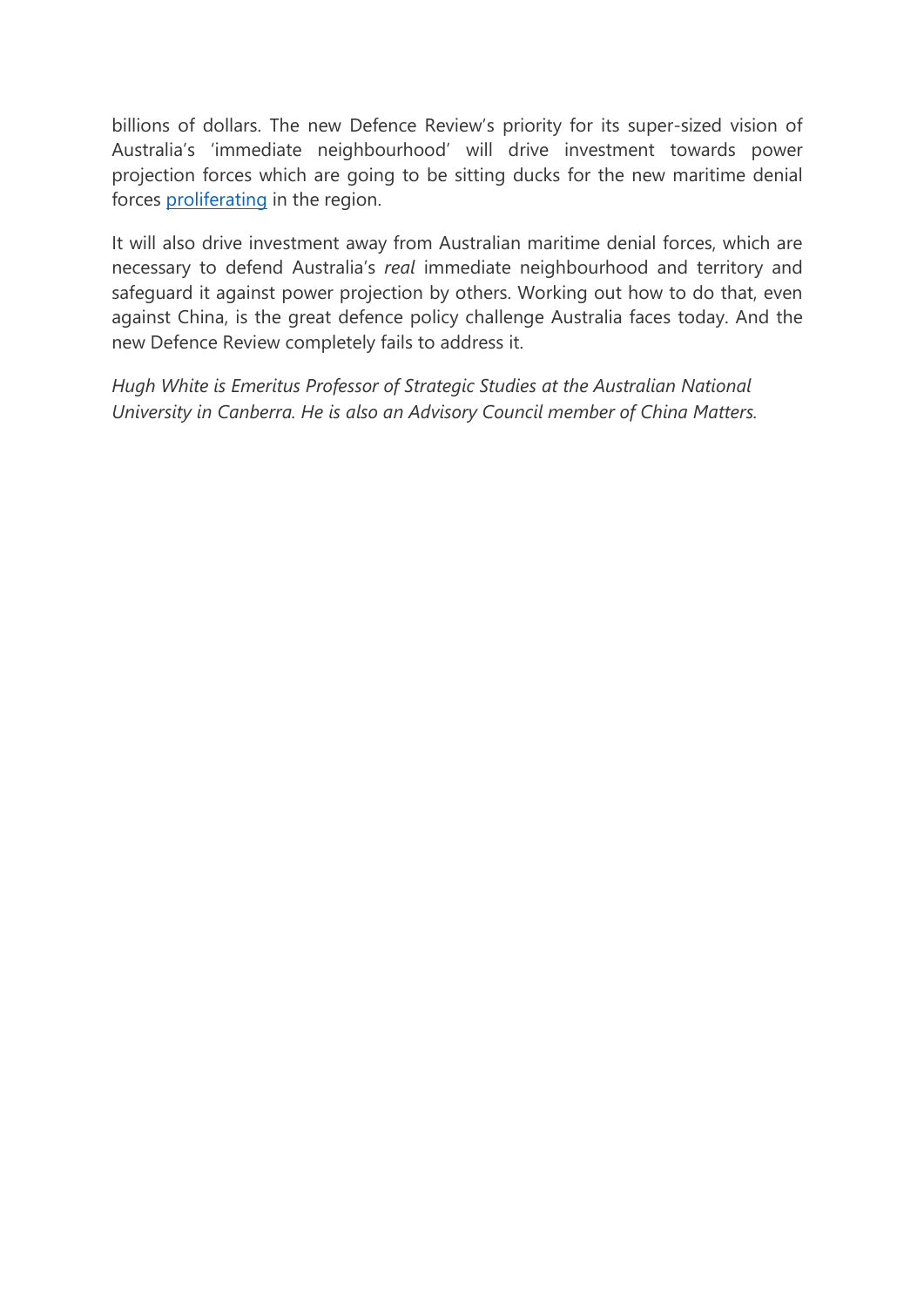billions of dollars. The new Defence Review's priority for its super-sized vision of Australia's 'immediate neighbourhood' will drive investment towards power projection forces which are going to be sitting ducks for the new maritime denial forces proliferating in the region.

It will also drive investment away from Australian maritime denial forces, which are necessary to defend Australia's *real* immediate neighbourhood and territory and safeguard it against power projection by others. Working out how to do that, even against China, is the great defence policy challenge Australia faces today. And the new Defence Review completely fails to address it.

*Hugh White is Emeritus Professor of Strategic Studies at the Australian National University in Canberra. He is also an Advisory Council member of China Matters.*